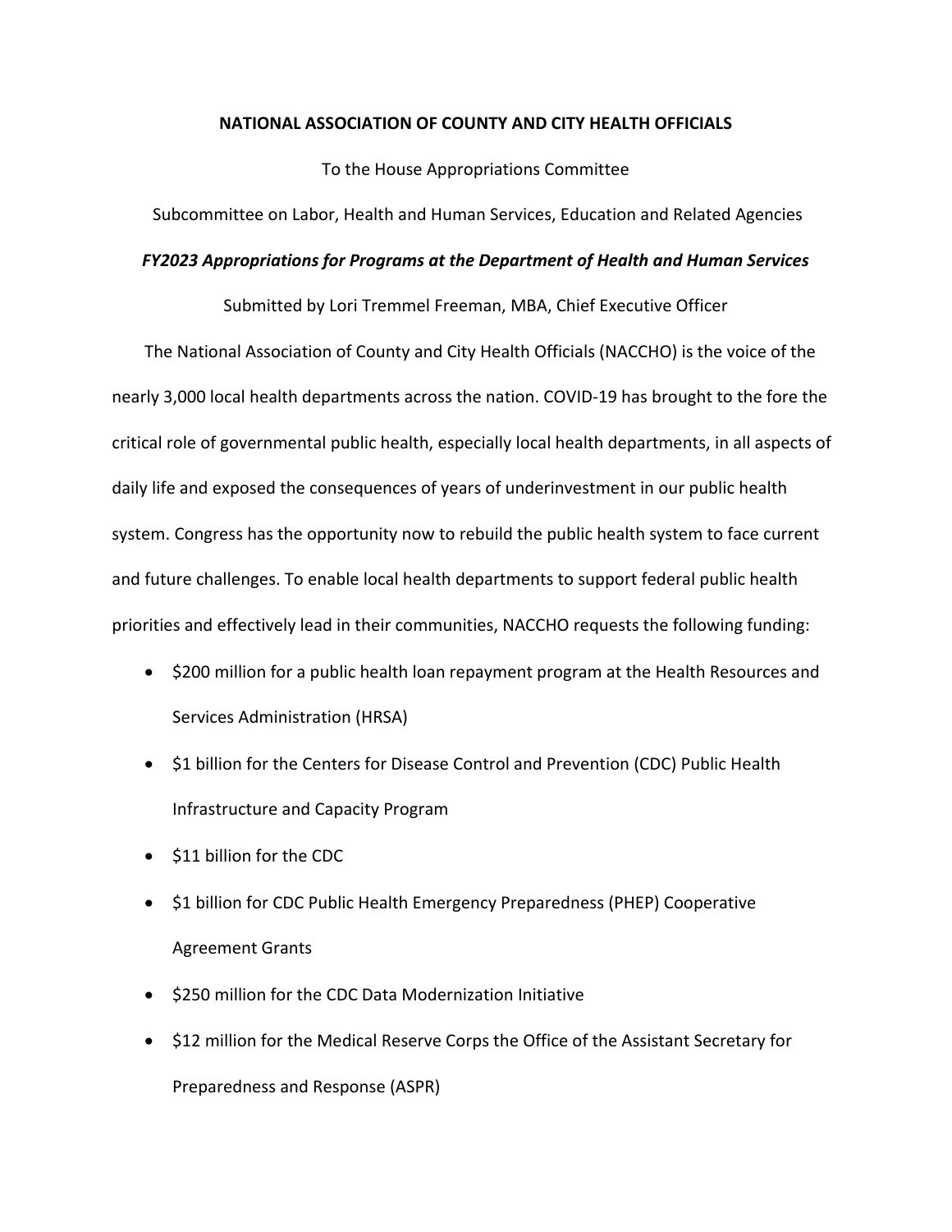**NATIONAL ASSOCIATION OF COUNTY AND CITY HEALTH OFFICIALS**

To the House Appropriations Committee

Subcommittee on Labor, Health and Human Services, Education and Related Agencies

***FY2023 Appropriations for Programs at the Department of Health and Human Services***

Submitted by Lori Tremmel Freeman, MBA, Chief Executive Officer

The National Association of County and City Health Officials (NACCHO) is the voice of the nearly 3,000 local health departments across the nation. COVID-19 has brought to the fore the critical role of governmental public health, especially local health departments, in all aspects of daily life and exposed the consequences of years of underinvestment in our public health system. Congress has the opportunity now to rebuild the public health system to face current and future challenges. To enable local health departments to support federal public health priorities and effectively lead in their communities, NACCHO requests the following funding:

- $200 million for a public health loan repayment program at the Health Resources and Services Administration (HRSA)
- $1 billion for the Centers for Disease Control and Prevention (CDC) Public Health Infrastructure and Capacity Program
- $11 billion for the CDC
- $1 billion for CDC Public Health Emergency Preparedness (PHEP) Cooperative Agreement Grants
- $250 million for the CDC Data Modernization Initiative
- $12 million for the Medical Reserve Corps the Office of the Assistant Secretary for Preparedness and Response (ASPR)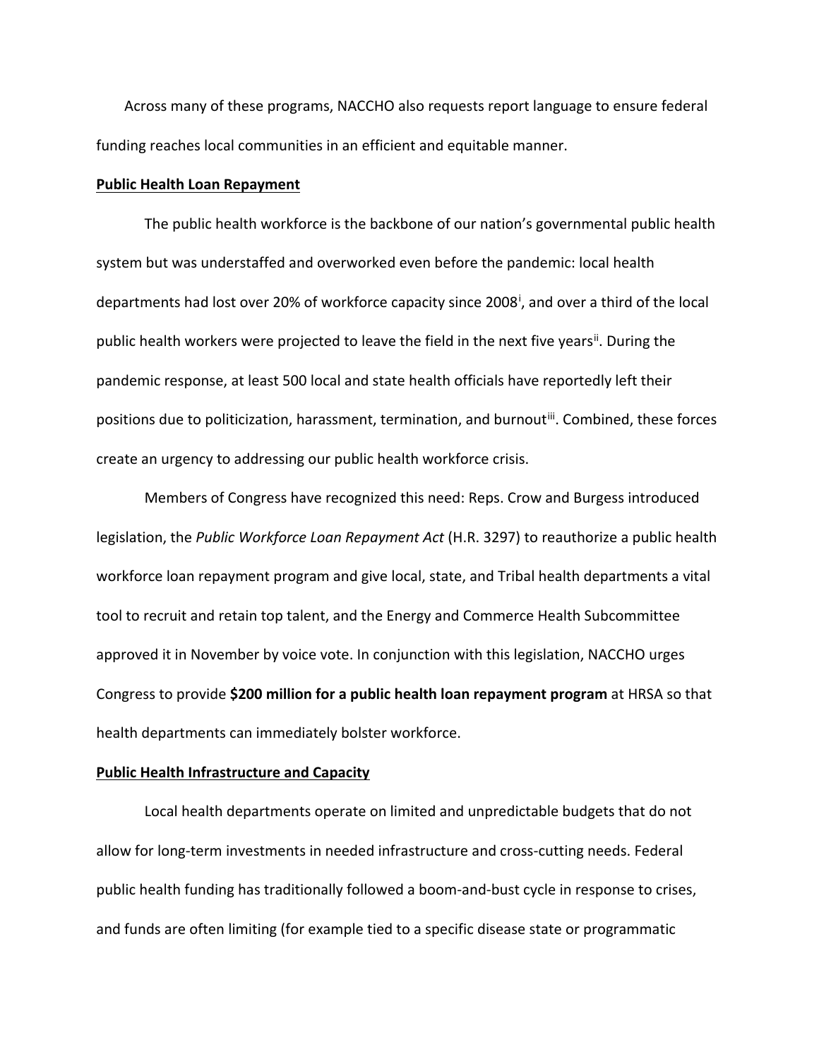Across many of these programs, NACCHO also requests report language to ensure federal funding reaches local communities in an efficient and equitable manner.

**Public Health Loan Repayment**

The public health workforce is the backbone of our nation's governmental public health system but was understaffed and overworked even before the pandemic: local health departments had lost over 20% of workforce capacity since 2008[i], and over a third of the local public health workers were projected to leave the field in the next five years[ii]. During the pandemic response, at least 500 local and state health officials have reportedly left their positions due to politicization, harassment, termination, and burnout[iii]. Combined, these forces create an urgency to addressing our public health workforce crisis.

Members of Congress have recognized this need: Reps. Crow and Burgess introduced legislation, the *Public Workforce Loan Repayment Act* (H.R. 3297) to reauthorize a public health workforce loan repayment program and give local, state, and Tribal health departments a vital tool to recruit and retain top talent, and the Energy and Commerce Health Subcommittee approved it in November by voice vote. In conjunction with this legislation, NACCHO urges Congress to provide **$200 million for a public health loan repayment program** at HRSA so that health departments can immediately bolster workforce.

**Public Health Infrastructure and Capacity**

Local health departments operate on limited and unpredictable budgets that do not allow for long-term investments in needed infrastructure and cross-cutting needs. Federal public health funding has traditionally followed a boom-and-bust cycle in response to crises, and funds are often limiting (for example tied to a specific disease state or programmatic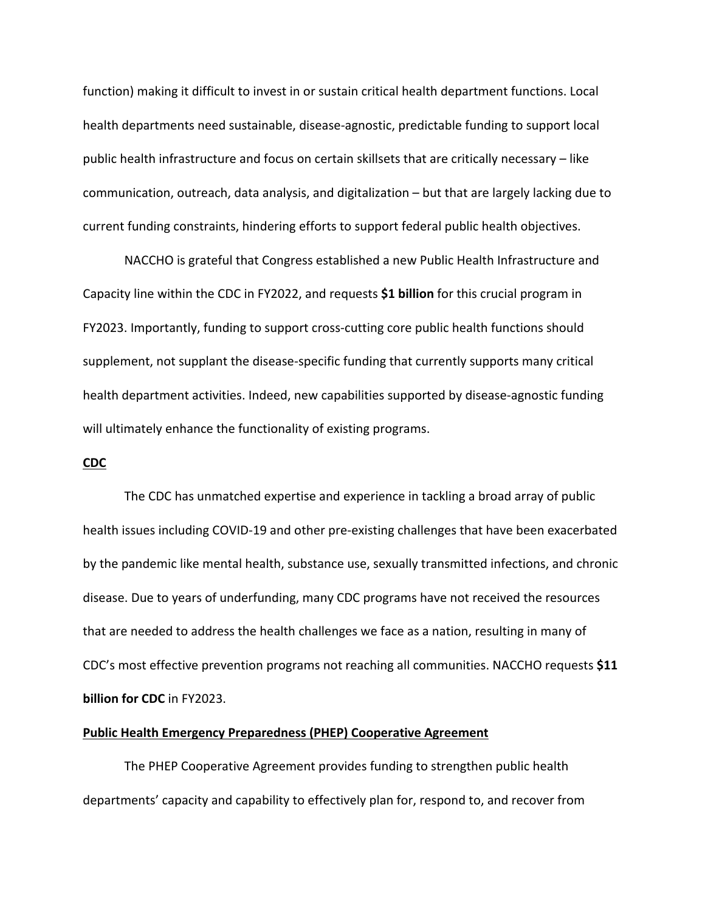function) making it difficult to invest in or sustain critical health department functions. Local health departments need sustainable, disease-agnostic, predictable funding to support local public health infrastructure and focus on certain skillsets that are critically necessary – like communication, outreach, data analysis, and digitalization – but that are largely lacking due to current funding constraints, hindering efforts to support federal public health objectives.

NACCHO is grateful that Congress established a new Public Health Infrastructure and Capacity line within the CDC in FY2022, and requests **$1 billion** for this crucial program in FY2023. Importantly, funding to support cross-cutting core public health functions should supplement, not supplant the disease-specific funding that currently supports many critical health department activities. Indeed, new capabilities supported by disease-agnostic funding will ultimately enhance the functionality of existing programs.

**CDC**

The CDC has unmatched expertise and experience in tackling a broad array of public health issues including COVID-19 and other pre-existing challenges that have been exacerbated by the pandemic like mental health, substance use, sexually transmitted infections, and chronic disease. Due to years of underfunding, many CDC programs have not received the resources that are needed to address the health challenges we face as a nation, resulting in many of CDC's most effective prevention programs not reaching all communities. NACCHO requests **$11 billion for CDC** in FY2023.

**Public Health Emergency Preparedness (PHEP) Cooperative Agreement**

The PHEP Cooperative Agreement provides funding to strengthen public health departments' capacity and capability to effectively plan for, respond to, and recover from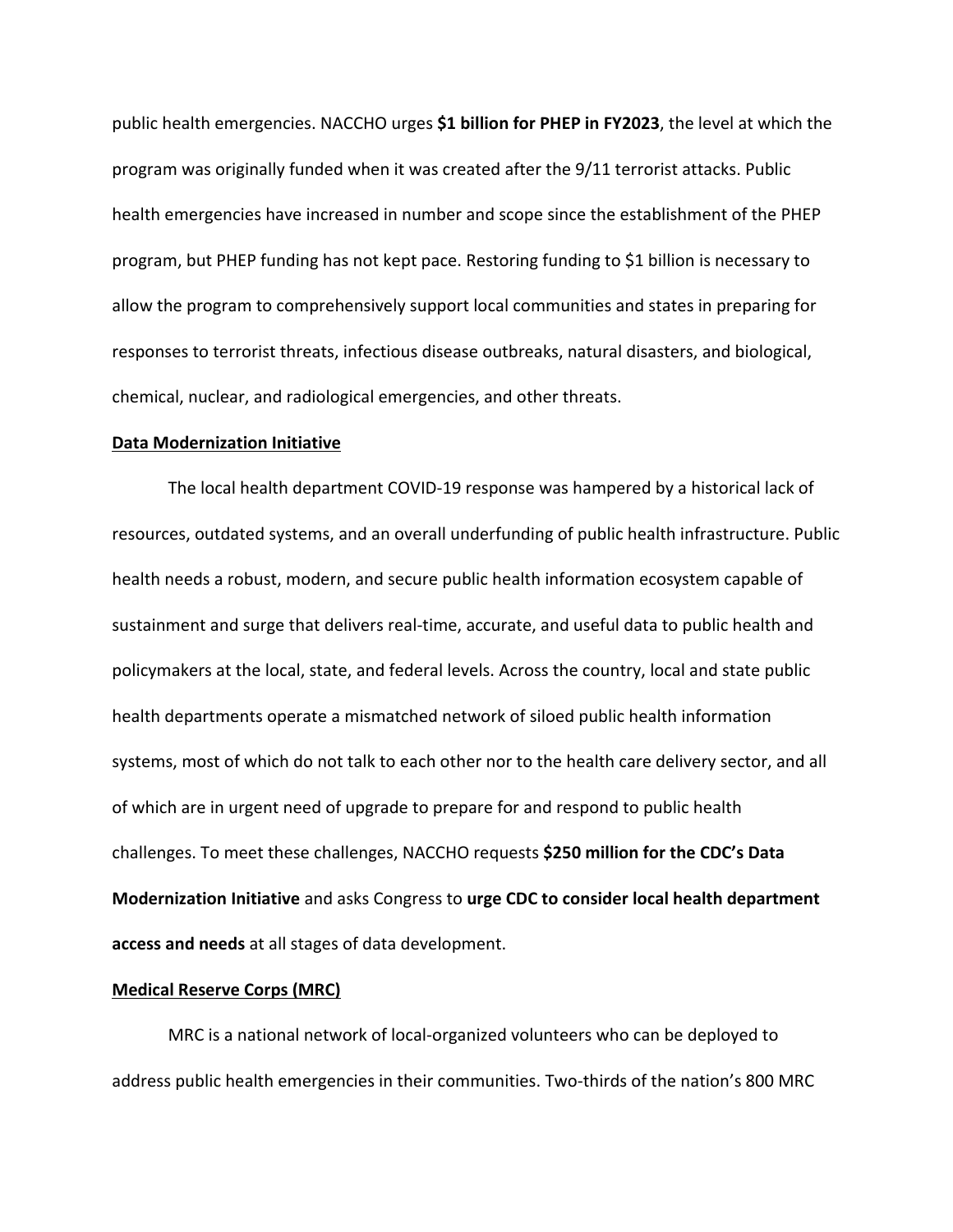public health emergencies. NACCHO urges **$1 billion for PHEP in FY2023**, the level at which the program was originally funded when it was created after the 9/11 terrorist attacks. Public health emergencies have increased in number and scope since the establishment of the PHEP program, but PHEP funding has not kept pace. Restoring funding to $1 billion is necessary to allow the program to comprehensively support local communities and states in preparing for responses to terrorist threats, infectious disease outbreaks, natural disasters, and biological, chemical, nuclear, and radiological emergencies, and other threats.

**Data Modernization Initiative**

The local health department COVID-19 response was hampered by a historical lack of resources, outdated systems, and an overall underfunding of public health infrastructure. Public health needs a robust, modern, and secure public health information ecosystem capable of sustainment and surge that delivers real-time, accurate, and useful data to public health and policymakers at the local, state, and federal levels. Across the country, local and state public health departments operate a mismatched network of siloed public health information systems, most of which do not talk to each other nor to the health care delivery sector, and all of which are in urgent need of upgrade to prepare for and respond to public health challenges. To meet these challenges, NACCHO requests **$250 million for the CDC's Data Modernization Initiative** and asks Congress to **urge CDC to consider local health department access and needs** at all stages of data development.

**Medical Reserve Corps (MRC)**

MRC is a national network of local-organized volunteers who can be deployed to address public health emergencies in their communities. Two-thirds of the nation's 800 MRC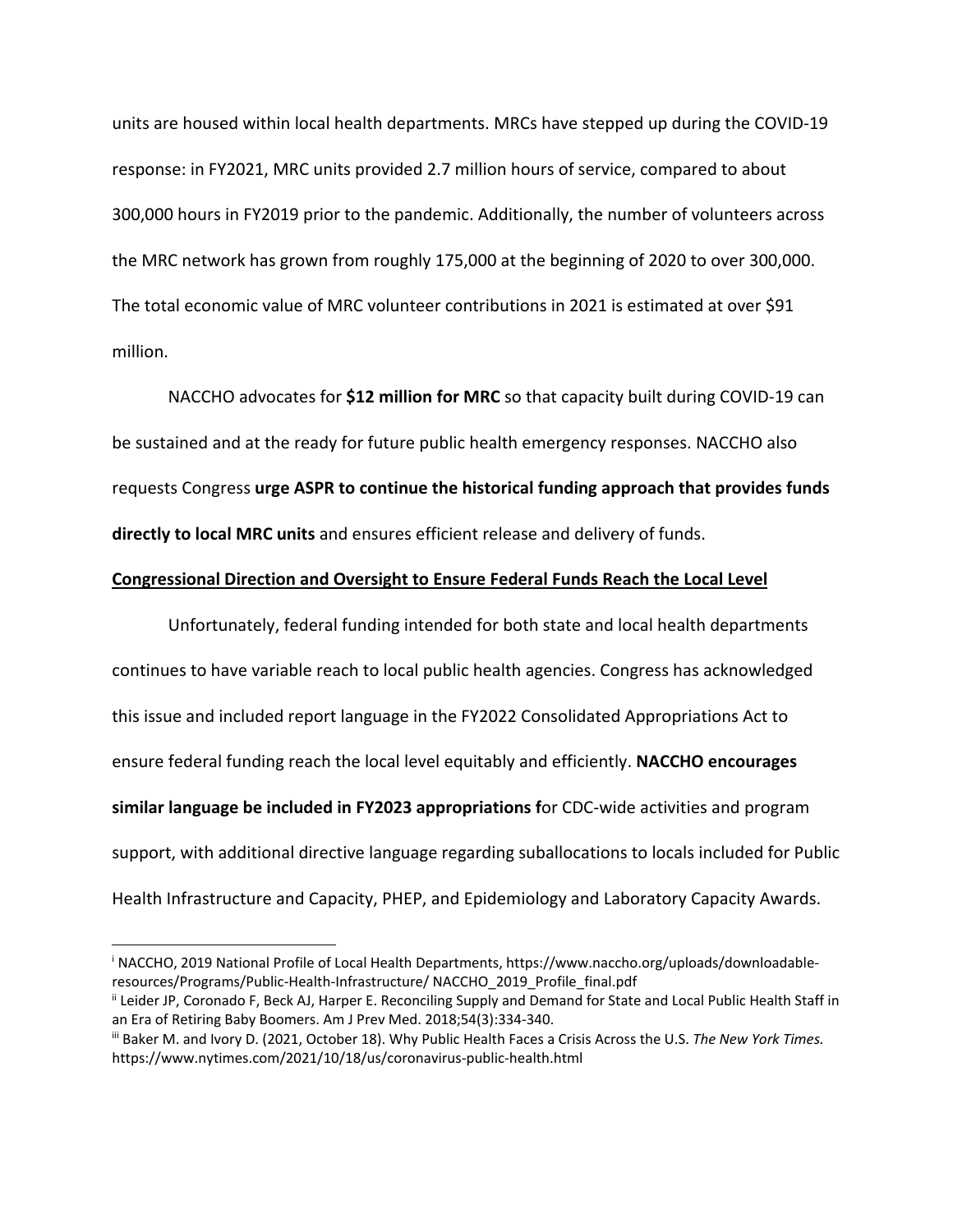units are housed within local health departments. MRCs have stepped up during the COVID-19 response: in FY2021, MRC units provided 2.7 million hours of service, compared to about 300,000 hours in FY2019 prior to the pandemic. Additionally, the number of volunteers across the MRC network has grown from roughly 175,000 at the beginning of 2020 to over 300,000. The total economic value of MRC volunteer contributions in 2021 is estimated at over $91 million.

NACCHO advocates for **$12 million for MRC** so that capacity built during COVID-19 can be sustained and at the ready for future public health emergency responses. NACCHO also requests Congress **urge ASPR to continue the historical funding approach that provides funds directly to local MRC units** and ensures efficient release and delivery of funds.

**Congressional Direction and Oversight to Ensure Federal Funds Reach the Local Level**

Unfortunately, federal funding intended for both state and local health departments continues to have variable reach to local public health agencies. Congress has acknowledged this issue and included report language in the FY2022 Consolidated Appropriations Act to ensure federal funding reach the local level equitably and efficiently. **NACCHO encourages similar language be included in FY2023 appropriations f**or CDC-wide activities and program support, with additional directive language regarding suballocations to locals included for Public Health Infrastructure and Capacity, PHEP, and Epidemiology and Laboratory Capacity Awards.

---

[i] NACCHO, 2019 National Profile of Local Health Departments, https://www.naccho.org/uploads/downloadable-resources/Programs/Public-Health-Infrastructure/ NACCHO_2019_Profile_final.pdf

[ii] Leider JP, Coronado F, Beck AJ, Harper E. Reconciling Supply and Demand for State and Local Public Health Staff in an Era of Retiring Baby Boomers. Am J Prev Med. 2018;54(3):334-340.

[iii] Baker M. and Ivory D. (2021, October 18). Why Public Health Faces a Crisis Across the U.S. *The New York Times.* https://www.nytimes.com/2021/10/18/us/coronavirus-public-health.html